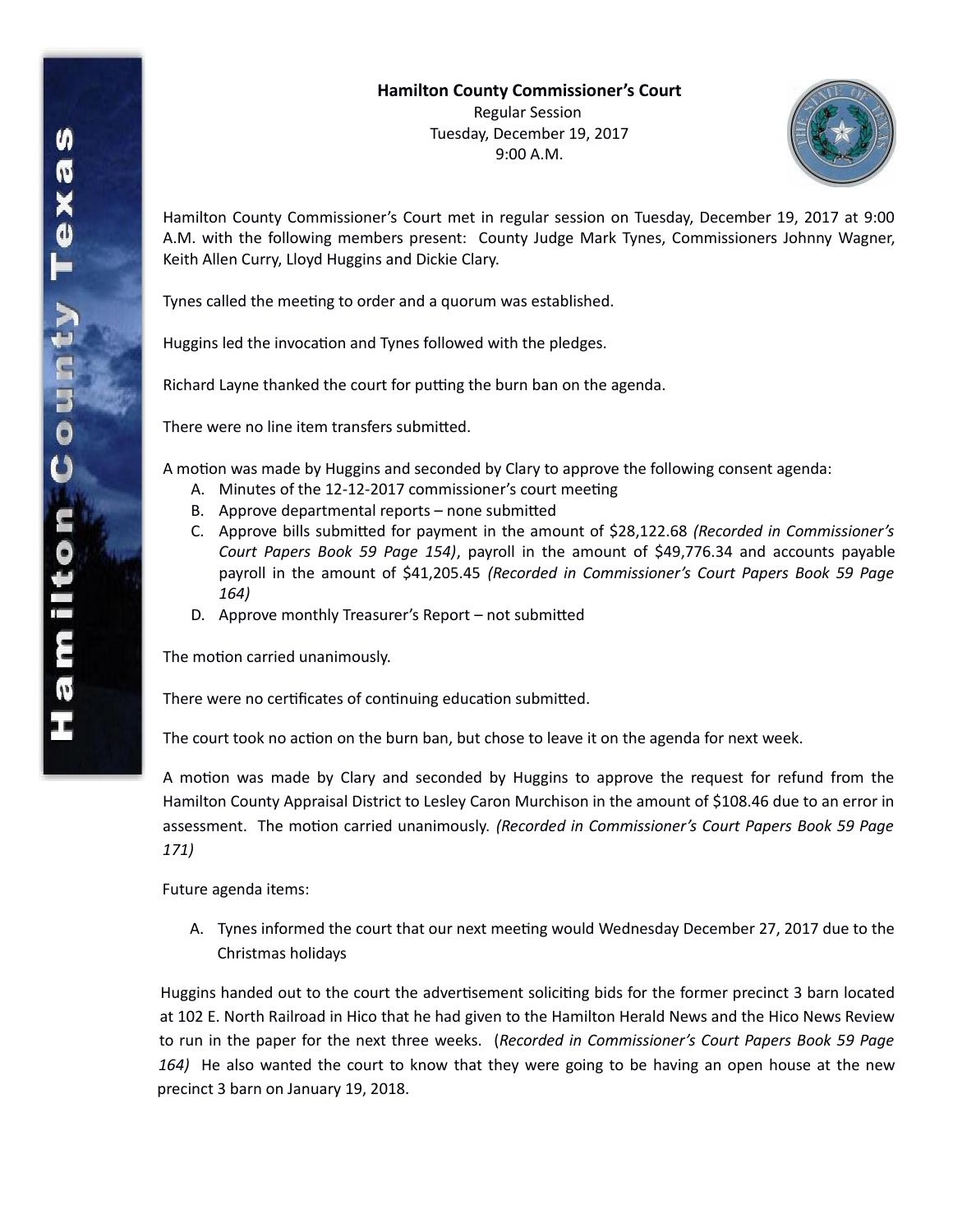**Hamilton County Commissioner's Court**

Regular Session
Tuesday, December 19, 2017
9:00 A.M.

Hamilton County Commissioner's Court met in regular session on Tuesday, December 19, 2017 at 9:00 A.M. with the following members present: County Judge Mark Tynes, Commissioners Johnny Wagner, Keith Allen Curry, Lloyd Huggins and Dickie Clary.

Tynes called the meeting to order and a quorum was established.

Huggins led the invocation and Tynes followed with the pledges.

Richard Layne thanked the court for putting the burn ban on the agenda.

There were no line item transfers submitted.

A motion was made by Huggins and seconded by Clary to approve the following consent agenda:

A. Minutes of the 12-12-2017 commissioner's court meeting
B. Approve departmental reports – none submitted
C. Approve bills submitted for payment in the amount of $28,122.68 *(Recorded in Commissioner's Court Papers Book 59 Page 154)*, payroll in the amount of $49,776.34 and accounts payable payroll in the amount of $41,205.45 *(Recorded in Commissioner's Court Papers Book 59 Page 164)*
D. Approve monthly Treasurer's Report – not submitted

The motion carried unanimously.

There were no certificates of continuing education submitted.

The court took no action on the burn ban, but chose to leave it on the agenda for next week.

A motion was made by Clary and seconded by Huggins to approve the request for refund from the Hamilton County Appraisal District to Lesley Caron Murchison in the amount of $108.46 due to an error in assessment. The motion carried unanimously. *(Recorded in Commissioner's Court Papers Book 59 Page 171)*

Future agenda items:

A. Tynes informed the court that our next meeting would Wednesday December 27, 2017 due to the Christmas holidays

Huggins handed out to the court the advertisement soliciting bids for the former precinct 3 barn located at 102 E. North Railroad in Hico that he had given to the Hamilton Herald News and the Hico News Review to run in the paper for the next three weeks. (*Recorded in Commissioner's Court Papers Book 59 Page 164)* He also wanted the court to know that they were going to be having an open house at the new precinct 3 barn on January 19, 2018.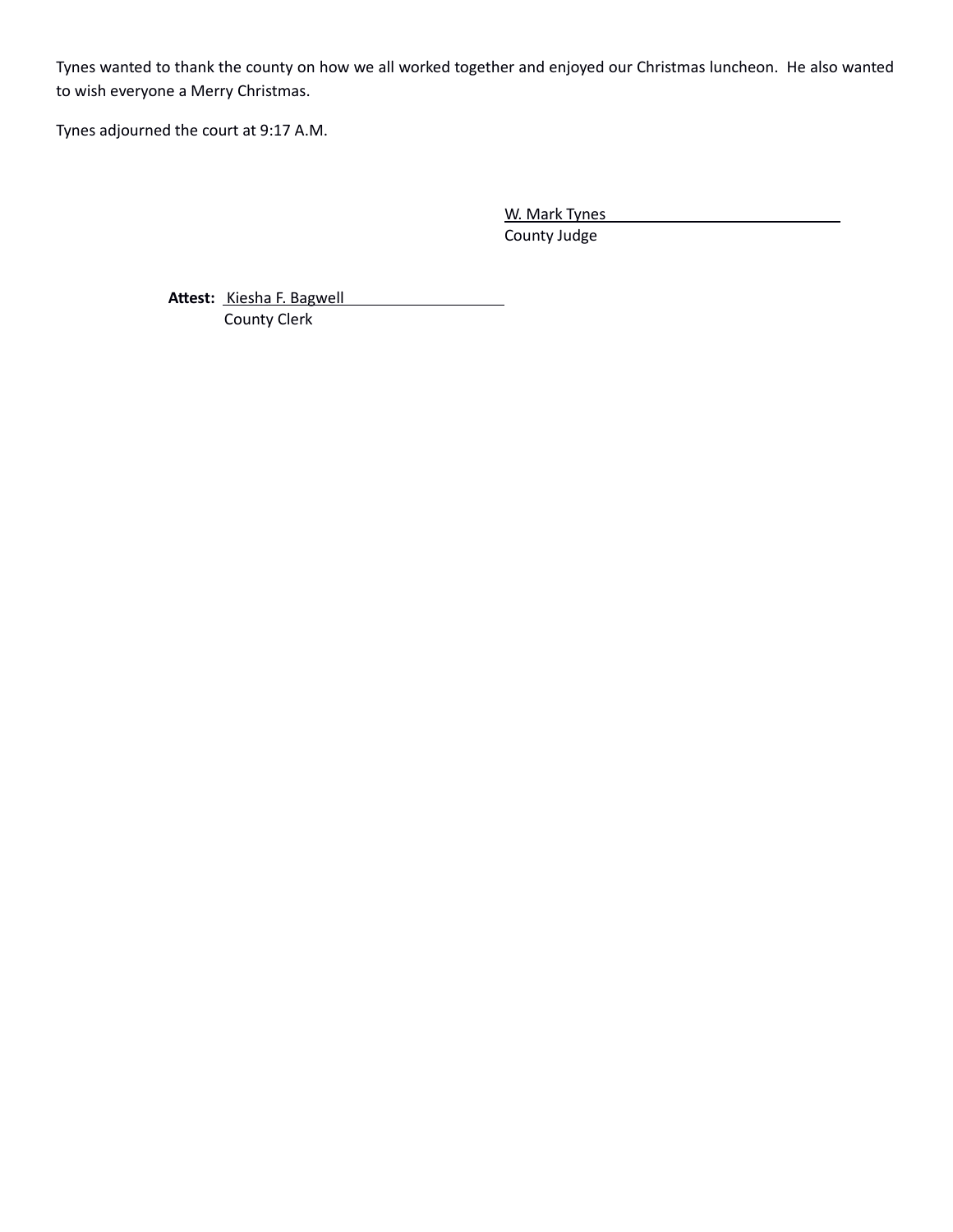Tynes wanted to thank the county on how we all worked together and enjoyed our Christmas luncheon. He also wanted to wish everyone a Merry Christmas.

Tynes adjourned the court at 9:17 A.M.

W. Mark Tynes
County Judge

**Attest:** Kiesha F. Bagwell
County Clerk